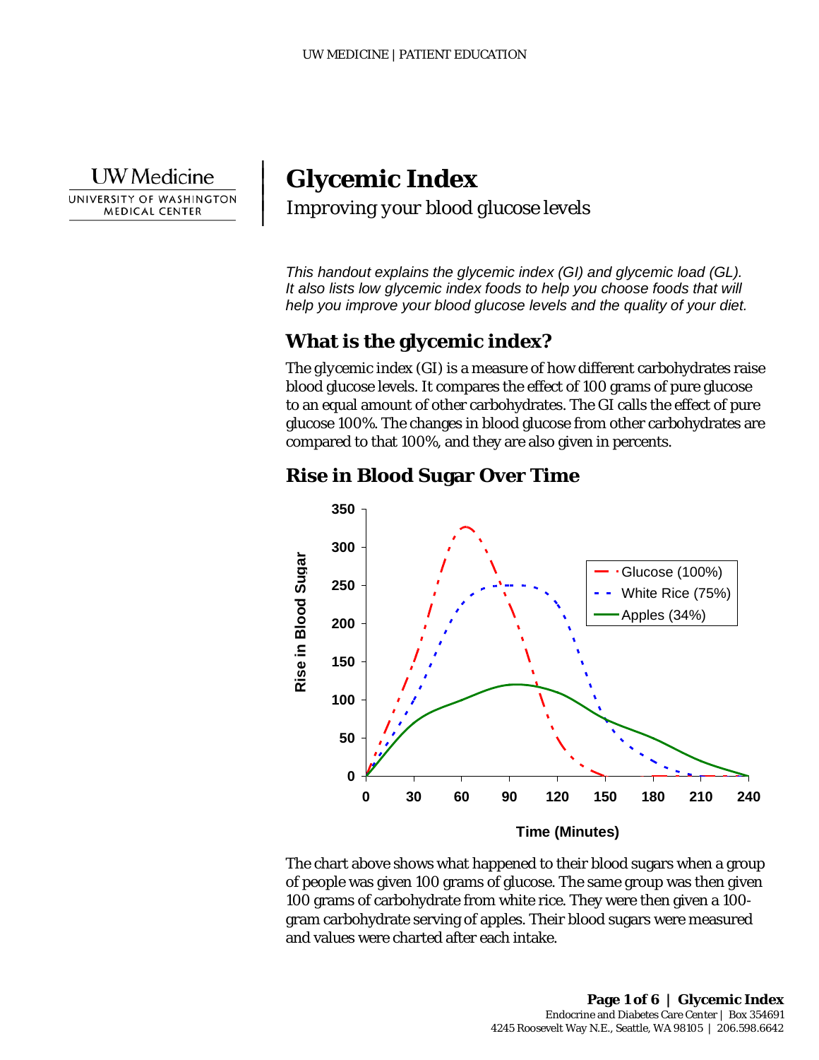UW Medicine
UNIVERSITY OF WASHINGTON MEDICAL CENTER

# Glycemic Index

Improving your blood glucose levels

*This handout explains the glycemic index (GI) and glycemic load (GL). It also lists low glycemic index foods to help you choose foods that will help you improve your blood glucose levels and the quality of your diet.*

## What is the glycemic index?

The glycemic index (GI) is a measure of how different carbohydrates raise blood glucose levels. It compares the effect of 100 grams of pure glucose to an equal amount of other carbohydrates. The GI calls the effect of pure glucose 100%. The changes in blood glucose from other carbohydrates are compared to that 100%, and they are also given in percents.

## Rise in Blood Sugar Over Time

Rise in Blood Sugar

350
300
250
200
150
100
50
0

0 30 60 90 120 150 180 210 240

Time (Minutes)

Glucose (100%)
White Rice (75%)
Apples (34%)

The chart above shows what happened to their blood sugars when a group of people was given 100 grams of glucose. The same group was then given 100 grams of carbohydrate from white rice. They were then given a 100-gram carbohydrate serving of apples. Their blood sugars were measured and values were charted after each intake.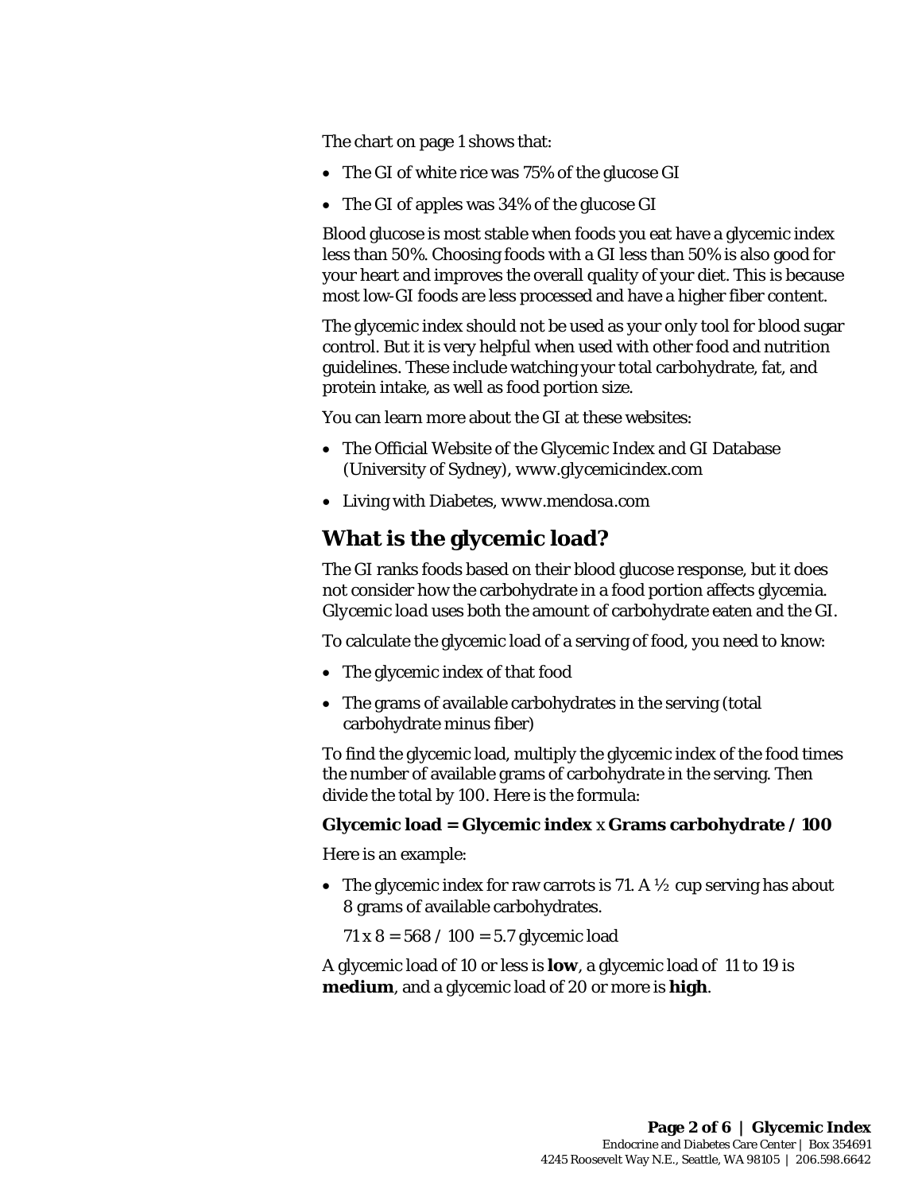The chart on page 1 shows that:

- The GI of white rice was 75% of the glucose GI
- The GI of apples was 34% of the glucose GI

Blood glucose is most stable when foods you eat have a glycemic index less than 50%. Choosing foods with a GI less than 50% is also good for your heart and improves the overall quality of your diet. This is because most low-GI foods are less processed and have a higher fiber content.

The glycemic index should not be used as your only tool for blood sugar control. But it is very helpful when used with other food and nutrition guidelines. These include watching your total carbohydrate, fat, and protein intake, as well as food portion size.

You can learn more about the GI at these websites:

- The Official Website of the Glycemic Index and GI Database (University of Sydney), www.glycemicindex.com
- Living with Diabetes, www.mendosa.com

## What is the glycemic load?

The GI ranks foods based on their blood glucose response, but it does not consider how the carbohydrate in a food portion affects glycemia. *Glycemic load* uses both the amount of carbohydrate eaten and the GI.

To calculate the glycemic load of a serving of food, you need to know:

- The glycemic index of that food
- The grams of available carbohydrates in the serving (total carbohydrate minus fiber)

To find the glycemic load, multiply the glycemic index of the food times the number of available grams of carbohydrate in the serving. Then divide the total by 100. Here is the formula:

**Glycemic load = Glycemic index** x **Grams carbohydrate / 100**

Here is an example:

- The glycemic index for raw carrots is 71. A ½ cup serving has about 8 grams of available carbohydrates.

  71 x 8 = 568 / 100 = 5.7 glycemic load

A glycemic load of 10 or less is **low**, a glycemic load of 11 to 19 is **medium**, and a glycemic load of 20 or more is **high**.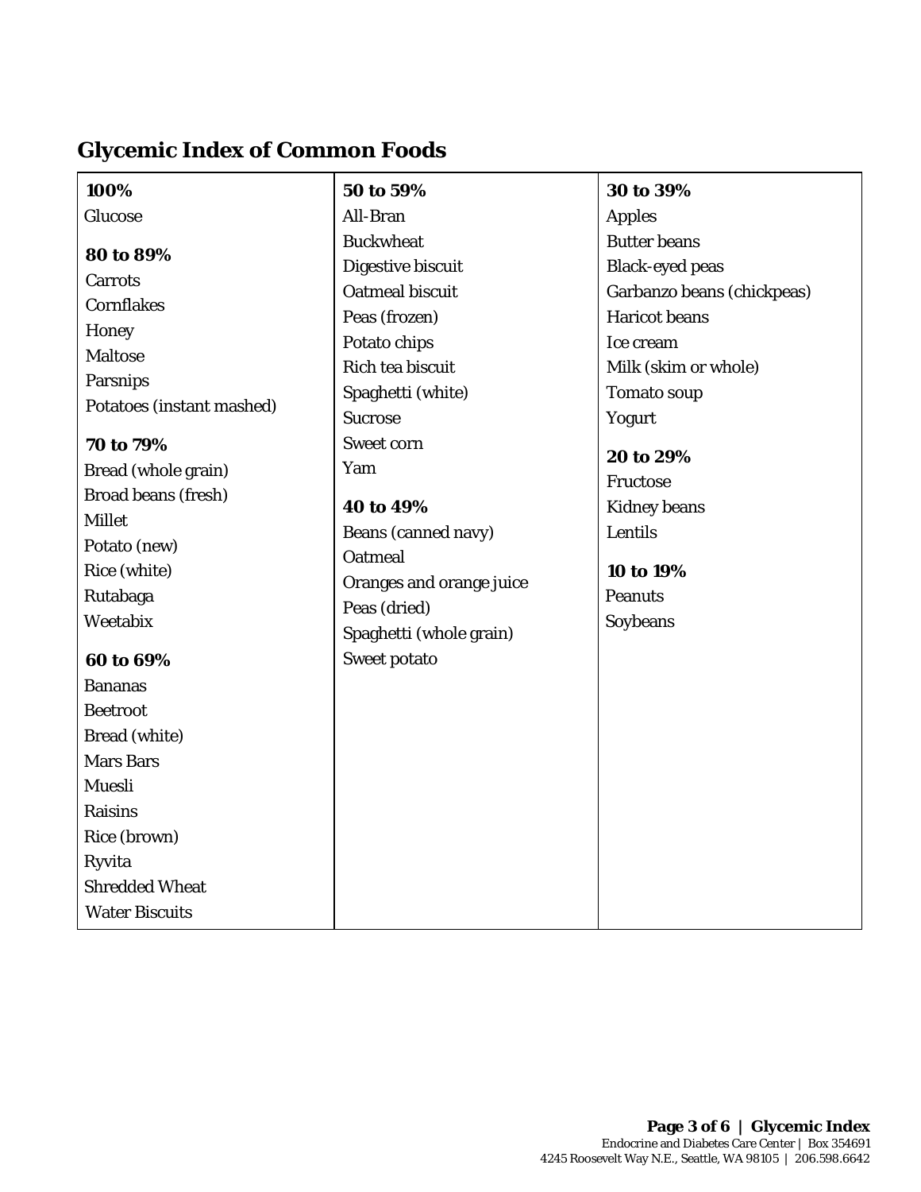## Glycemic Index of Common Foods

**100%**
Glucose

**80 to 89%**
Carrots
Cornflakes
Honey
Maltose
Parsnips
Potatoes (instant mashed)

**70 to 79%**
Bread (whole grain)
Broad beans (fresh)
Millet
Potato (new)
Rice (white)
Rutabaga
Weetabix

**60 to 69%**
Bananas
Beetroot
Bread (white)
Mars Bars
Muesli
Raisins
Rice (brown)
Ryvita
Shredded Wheat
Water Biscuits

**50 to 59%**
All-Bran
Buckwheat
Digestive biscuit
Oatmeal biscuit
Peas (frozen)
Potato chips
Rich tea biscuit
Spaghetti (white)
Sucrose
Sweet corn
Yam

**40 to 49%**
Beans (canned navy)
Oatmeal
Oranges and orange juice
Peas (dried)
Spaghetti (whole grain)
Sweet potato

**30 to 39%**
Apples
Butter beans
Black-eyed peas
Garbanzo beans (chickpeas)
Haricot beans
Ice cream
Milk (skim or whole)
Tomato soup
Yogurt

**20 to 29%**
Fructose
Kidney beans
Lentils

**10 to 19%**
Peanuts
Soybeans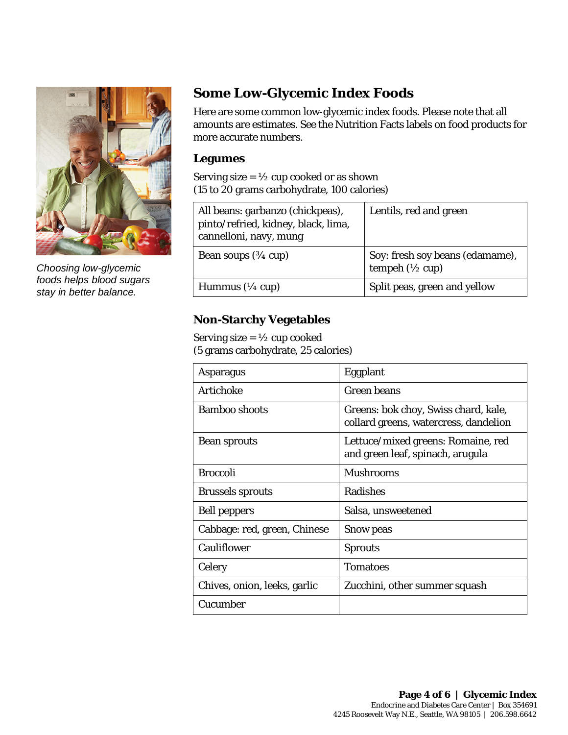*Choosing low-glycemic foods helps blood sugars stay in better balance.*

## Some Low-Glycemic Index Foods

Here are some common low-glycemic index foods. Please note that all amounts are estimates. See the Nutrition Facts labels on food products for more accurate numbers.

### Legumes

Serving size = ½ cup cooked or as shown
(15 to 20 grams carbohydrate, 100 calories)

| | |
|---|---|
| All beans: garbanzo (chickpeas), pinto/refried, kidney, black, lima, cannelloni, navy, mung | Lentils, red and green |
| Bean soups (¾ cup) | Soy: fresh soy beans (edamame), tempeh (½ cup) |
| Hummus (¼ cup) | Split peas, green and yellow |

### Non-Starchy Vegetables

Serving size = ½ cup cooked
(5 grams carbohydrate, 25 calories)

| | |
|---|---|
| Asparagus | Eggplant |
| Artichoke | Green beans |
| Bamboo shoots | Greens: bok choy, Swiss chard, kale, collard greens, watercress, dandelion |
| Bean sprouts | Lettuce/mixed greens: Romaine, red and green leaf, spinach, arugula |
| Broccoli | Mushrooms |
| Brussels sprouts | Radishes |
| Bell peppers | Salsa, unsweetened |
| Cabbage: red, green, Chinese | Snow peas |
| Cauliflower | Sprouts |
| Celery | Tomatoes |
| Chives, onion, leeks, garlic | Zucchini, other summer squash |
| Cucumber | |

Endocrine and Diabetes Care Center | Box 354691
4245 Roosevelt Way N.E., Seattle, WA 98105 | 206.598.6642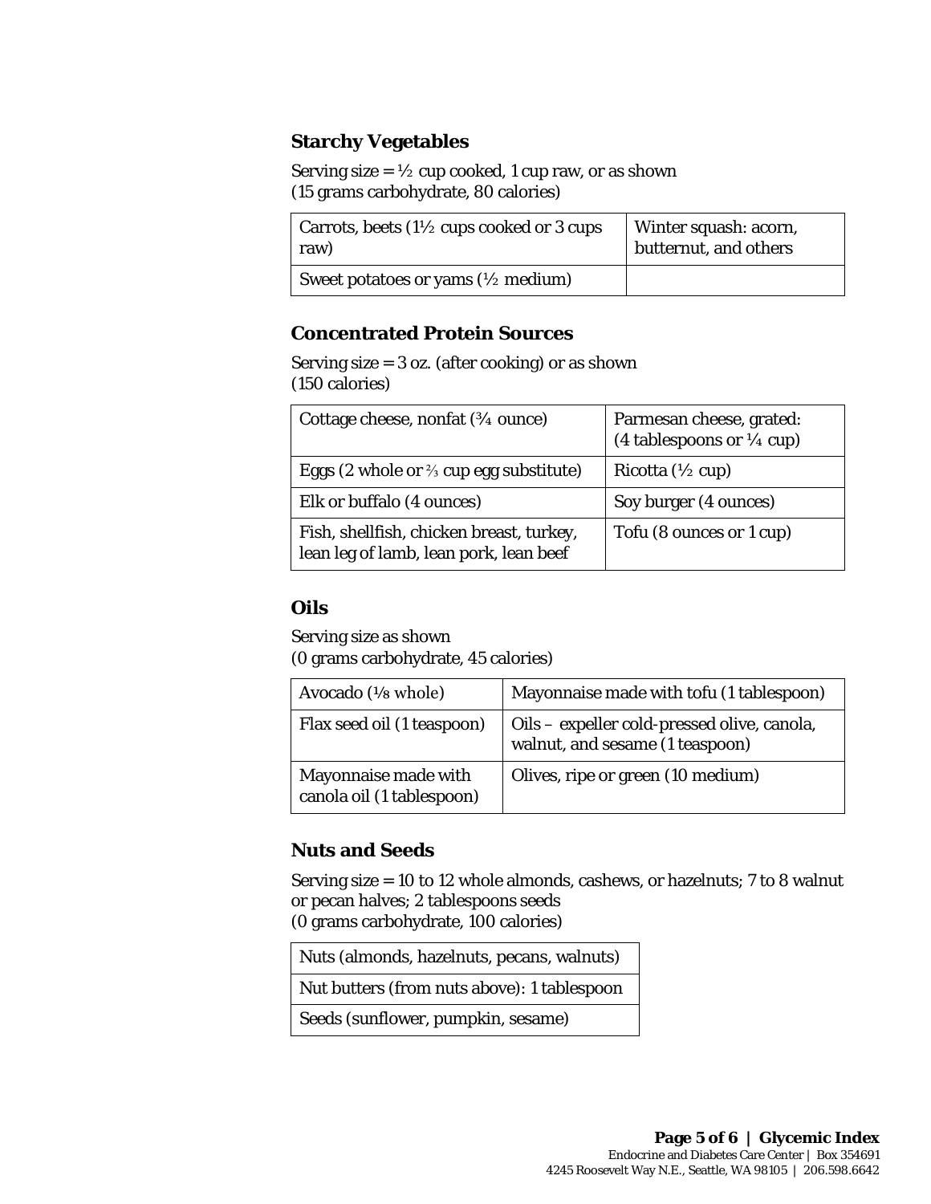### Starchy Vegetables

Serving size = ½ cup cooked, 1 cup raw, or as shown
(15 grams carbohydrate, 80 calories)

| | |
|---|---|
| Carrots, beets (1½ cups cooked or 3 cups raw) | Winter squash: acorn, butternut, and others |
| Sweet potatoes or yams (½ medium) | |

### Concentrated Protein Sources

Serving size = 3 oz. (after cooking) or as shown
(150 calories)

| | |
|---|---|
| Cottage cheese, nonfat (¾ ounce) | Parmesan cheese, grated: (4 tablespoons or ¼ cup) |
| Eggs (2 whole or ⅔ cup egg substitute) | Ricotta (½ cup) |
| Elk or buffalo (4 ounces) | Soy burger (4 ounces) |
| Fish, shellfish, chicken breast, turkey, lean leg of lamb, lean pork, lean beef | Tofu (8 ounces or 1 cup) |

### Oils

Serving size as shown
(0 grams carbohydrate, 45 calories)

| | |
|---|---|
| Avocado (⅛ whole) | Mayonnaise made with tofu (1 tablespoon) |
| Flax seed oil (1 teaspoon) | Oils – expeller cold-pressed olive, canola, walnut, and sesame (1 teaspoon) |
| Mayonnaise made with canola oil (1 tablespoon) | Olives, ripe or green (10 medium) |

### Nuts and Seeds

Serving size = 10 to 12 whole almonds, cashews, or hazelnuts; 7 to 8 walnut or pecan halves; 2 tablespoons seeds
(0 grams carbohydrate, 100 calories)

| |
|---|
| Nuts (almonds, hazelnuts, pecans, walnuts) |
| Nut butters (from nuts above): 1 tablespoon |
| Seeds (sunflower, pumpkin, sesame) |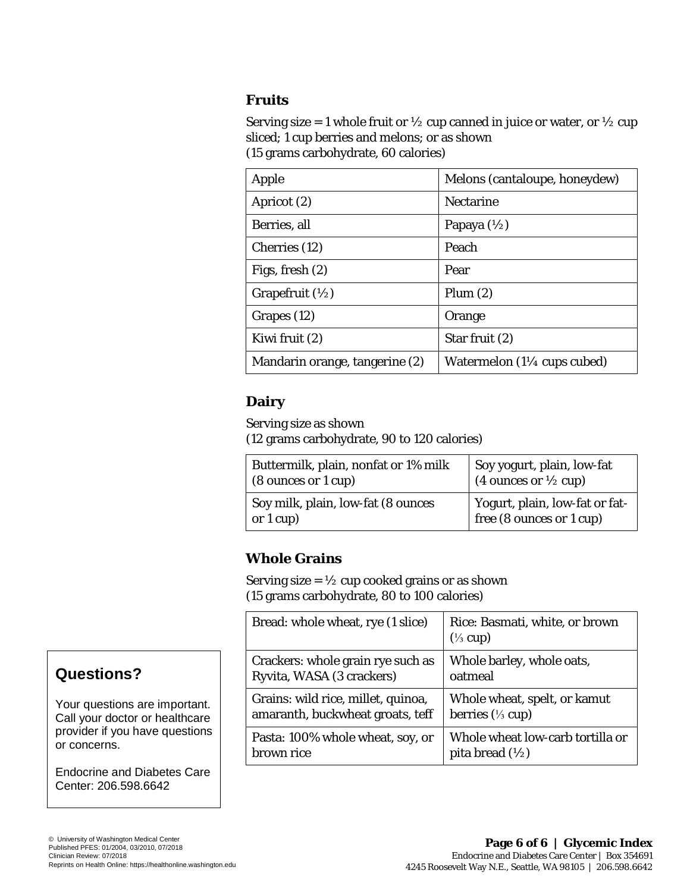### Fruits

Serving size = 1 whole fruit or ½ cup canned in juice or water, or ½ cup sliced; 1 cup berries and melons; or as shown
(15 grams carbohydrate, 60 calories)

| | |
|---|---|
| Apple | Melons (cantaloupe, honeydew) |
| Apricot (2) | Nectarine |
| Berries, all | Papaya (½) |
| Cherries (12) | Peach |
| Figs, fresh (2) | Pear |
| Grapefruit (½) | Plum (2) |
| Grapes (12) | Orange |
| Kiwi fruit (2) | Star fruit (2) |
| Mandarin orange, tangerine (2) | Watermelon (1¼ cups cubed) |

### Dairy

Serving size as shown
(12 grams carbohydrate, 90 to 120 calories)

| | |
|---|---|
| Buttermilk, plain, nonfat or 1% milk (8 ounces or 1 cup) | Soy yogurt, plain, low-fat (4 ounces or ½ cup) |
| Soy milk, plain, low-fat (8 ounces or 1 cup) | Yogurt, plain, low-fat or fat-free (8 ounces or 1 cup) |

### Whole Grains

Serving size = ½ cup cooked grains or as shown
(15 grams carbohydrate, 80 to 100 calories)

| | |
|---|---|
| Bread: whole wheat, rye (1 slice) | Rice: Basmati, white, or brown (⅓ cup) |
| Crackers: whole grain rye such as Ryvita, WASA (3 crackers) | Whole barley, whole oats, oatmeal |
| Grains: wild rice, millet, quinoa, amaranth, buckwheat groats, teff | Whole wheat, spelt, or kamut berries (⅓ cup) |
| Pasta: 100% whole wheat, soy, or brown rice | Whole wheat low-carb tortilla or pita bread (½) |

### Questions?

Your questions are important. Call your doctor or healthcare provider if you have questions or concerns.

Endocrine and Diabetes Care Center: 206.598.6642

© University of Washington Medical Center
Published PFES: 01/2004, 03/2010, 07/2018
Clinician Review: 07/2018
Reprints on Health Online: https://healthonline.washington.edu

Endocrine and Diabetes Care Center | Box 354691
4245 Roosevelt Way N.E., Seattle, WA 98105 | 206.598.6642